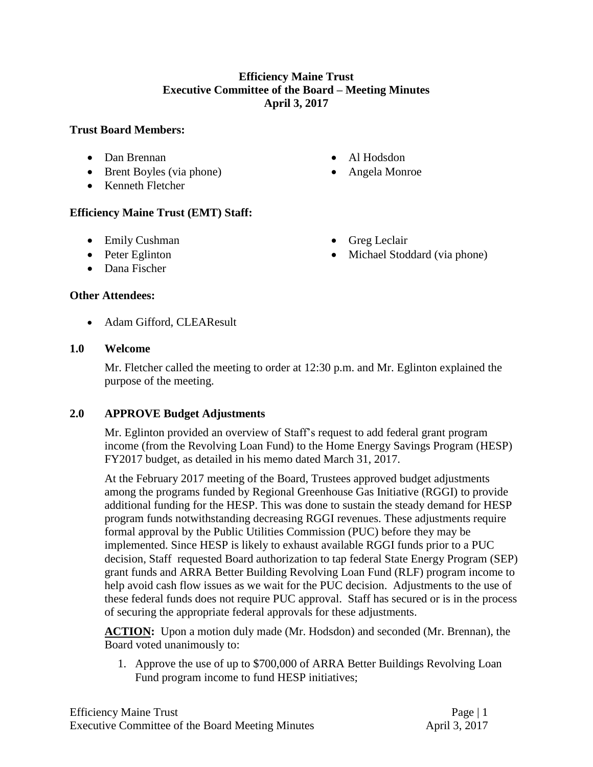**Efficiency Maine Trust**
**Executive Committee of the Board – Meeting Minutes**
**April 3, 2017**

### Trust Board Members:

- Dan Brennan
- Brent Boyles (via phone)
- Kenneth Fletcher
- Al Hodsdon
- Angela Monroe

### Efficiency Maine Trust (EMT) Staff:

- Emily Cushman
- Peter Eglinton
- Dana Fischer
- Greg Leclair
- Michael Stoddard (via phone)

### Other Attendees:

- Adam Gifford, CLEAResult

## 1.0 Welcome

Mr. Fletcher called the meeting to order at 12:30 p.m. and Mr. Eglinton explained the purpose of the meeting.

## 2.0 APPROVE Budget Adjustments

Mr. Eglinton provided an overview of Staff's request to add federal grant program income (from the Revolving Loan Fund) to the Home Energy Savings Program (HESP) FY2017 budget, as detailed in his memo dated March 31, 2017.

At the February 2017 meeting of the Board, Trustees approved budget adjustments among the programs funded by Regional Greenhouse Gas Initiative (RGGI) to provide additional funding for the HESP. This was done to sustain the steady demand for HESP program funds notwithstanding decreasing RGGI revenues. These adjustments require formal approval by the Public Utilities Commission (PUC) before they may be implemented. Since HESP is likely to exhaust available RGGI funds prior to a PUC decision, Staff requested Board authorization to tap federal State Energy Program (SEP) grant funds and ARRA Better Building Revolving Loan Fund (RLF) program income to help avoid cash flow issues as we wait for the PUC decision. Adjustments to the use of these federal funds does not require PUC approval. Staff has secured or is in the process of securing the appropriate federal approvals for these adjustments.

**ACTION:** Upon a motion duly made (Mr. Hodsdon) and seconded (Mr. Brennan), the Board voted unanimously to:

1. Approve the use of up to $700,000 of ARRA Better Buildings Revolving Loan Fund program income to fund HESP initiatives;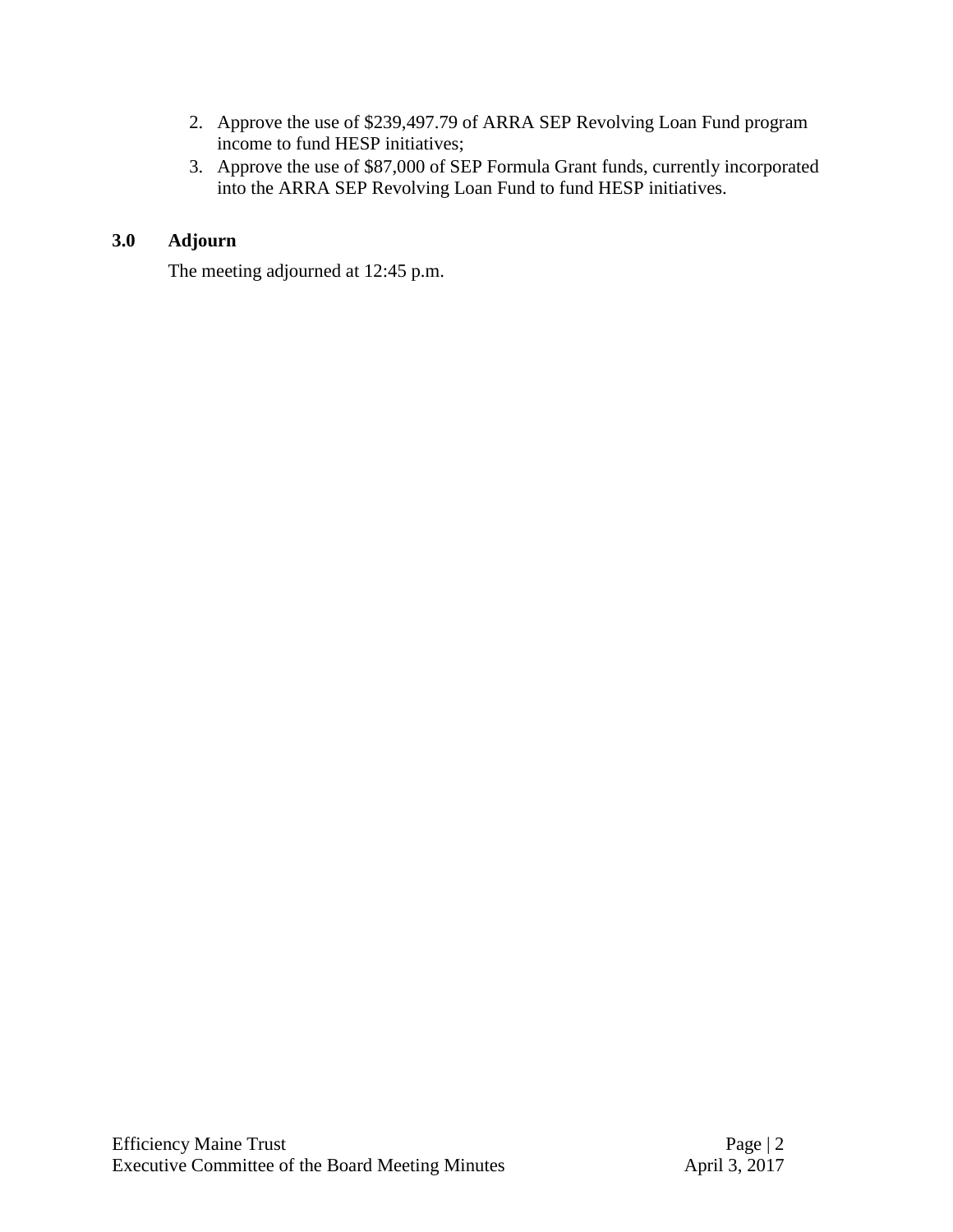2. Approve the use of $239,497.79 of ARRA SEP Revolving Loan Fund program income to fund HESP initiatives;
3. Approve the use of $87,000 of SEP Formula Grant funds, currently incorporated into the ARRA SEP Revolving Loan Fund to fund HESP initiatives.

## 3.0 Adjourn

The meeting adjourned at 12:45 p.m.